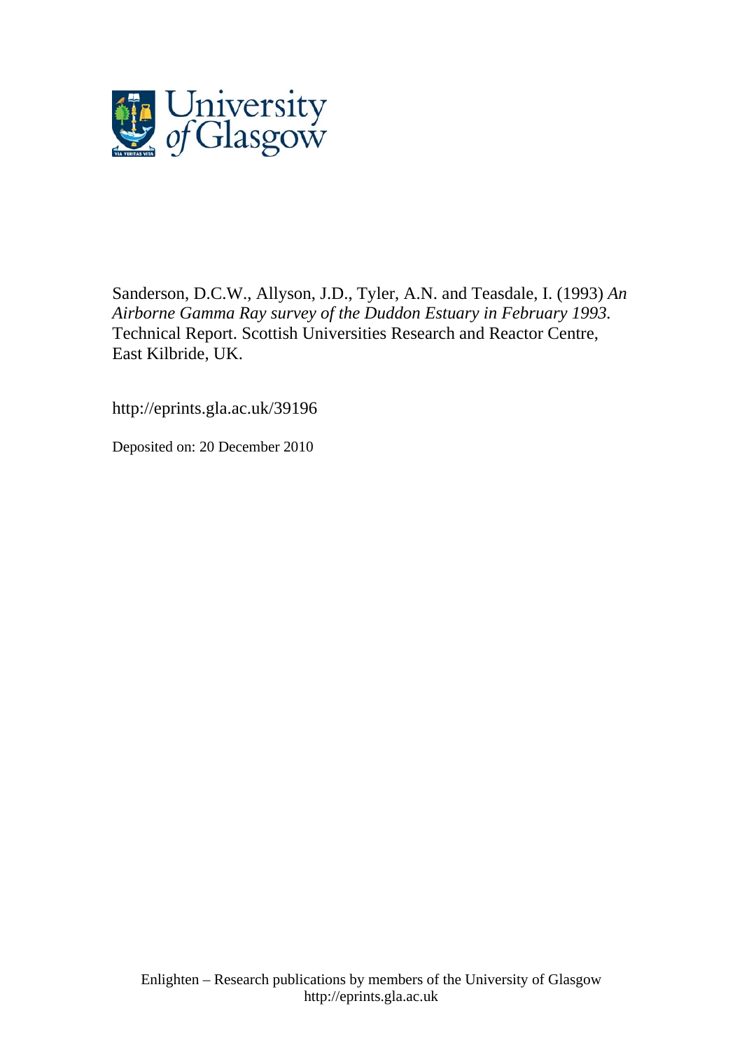University of Glasgow

Sanderson, D.C.W., Allyson, J.D., Tyler, A.N. and Teasdale, I. (1993) *An Airborne Gamma Ray survey of the Duddon Estuary in February 1993.* Technical Report. Scottish Universities Research and Reactor Centre, East Kilbride, UK.

http://eprints.gla.ac.uk/39196

Deposited on: 20 December 2010

Enlighten – Research publications by members of the University of Glasgow
http://eprints.gla.ac.uk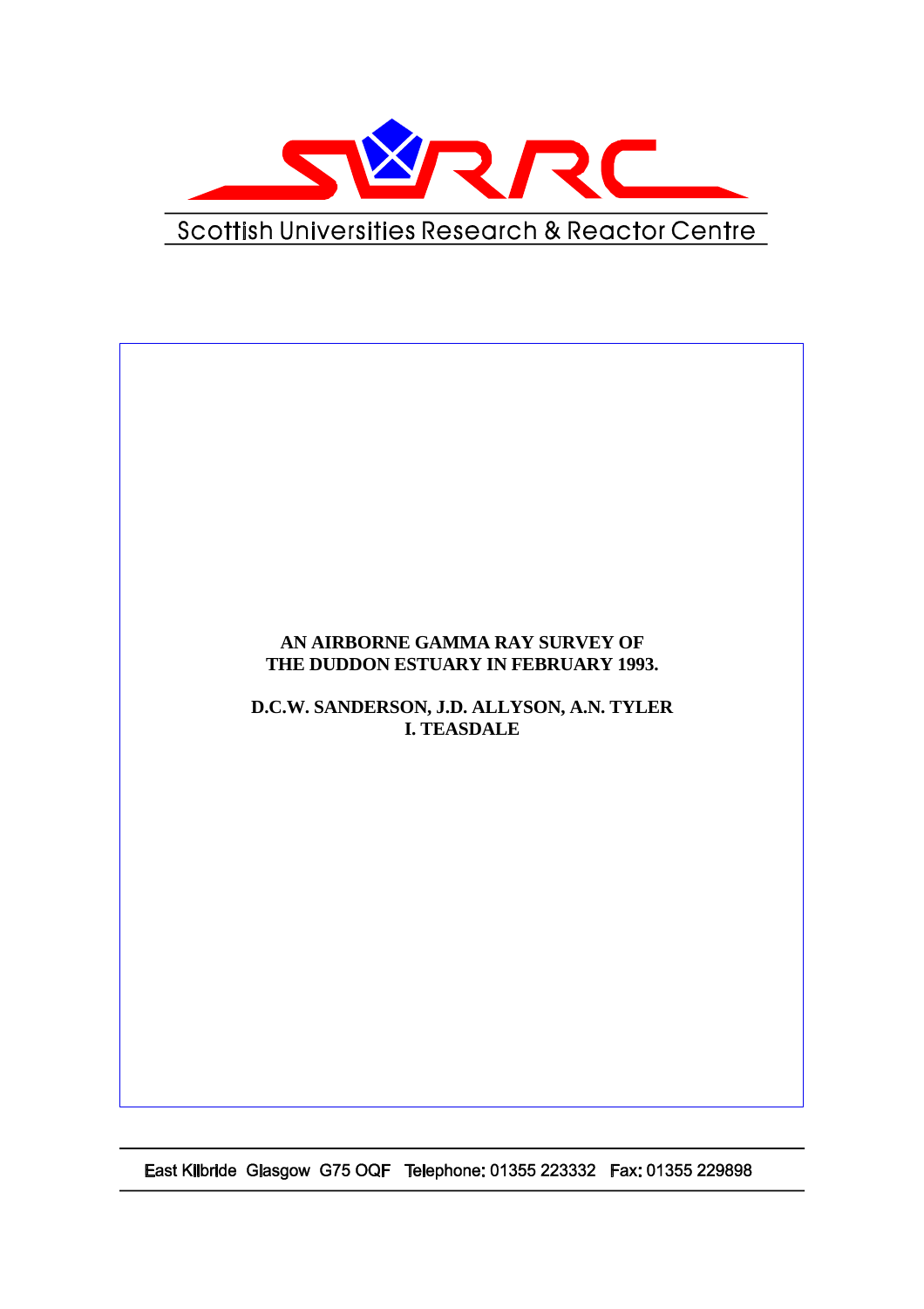Scottish Universities Research & Reactor Centre

**AN AIRBORNE GAMMA RAY SURVEY OF THE DUDDON ESTUARY IN FEBRUARY 1993.**

**D.C.W. SANDERSON, J.D. ALLYSON, A.N. TYLER I. TEASDALE**

East Kilbride Glasgow G75 OQF Telephone: 01355 223332 Fax: 01355 229898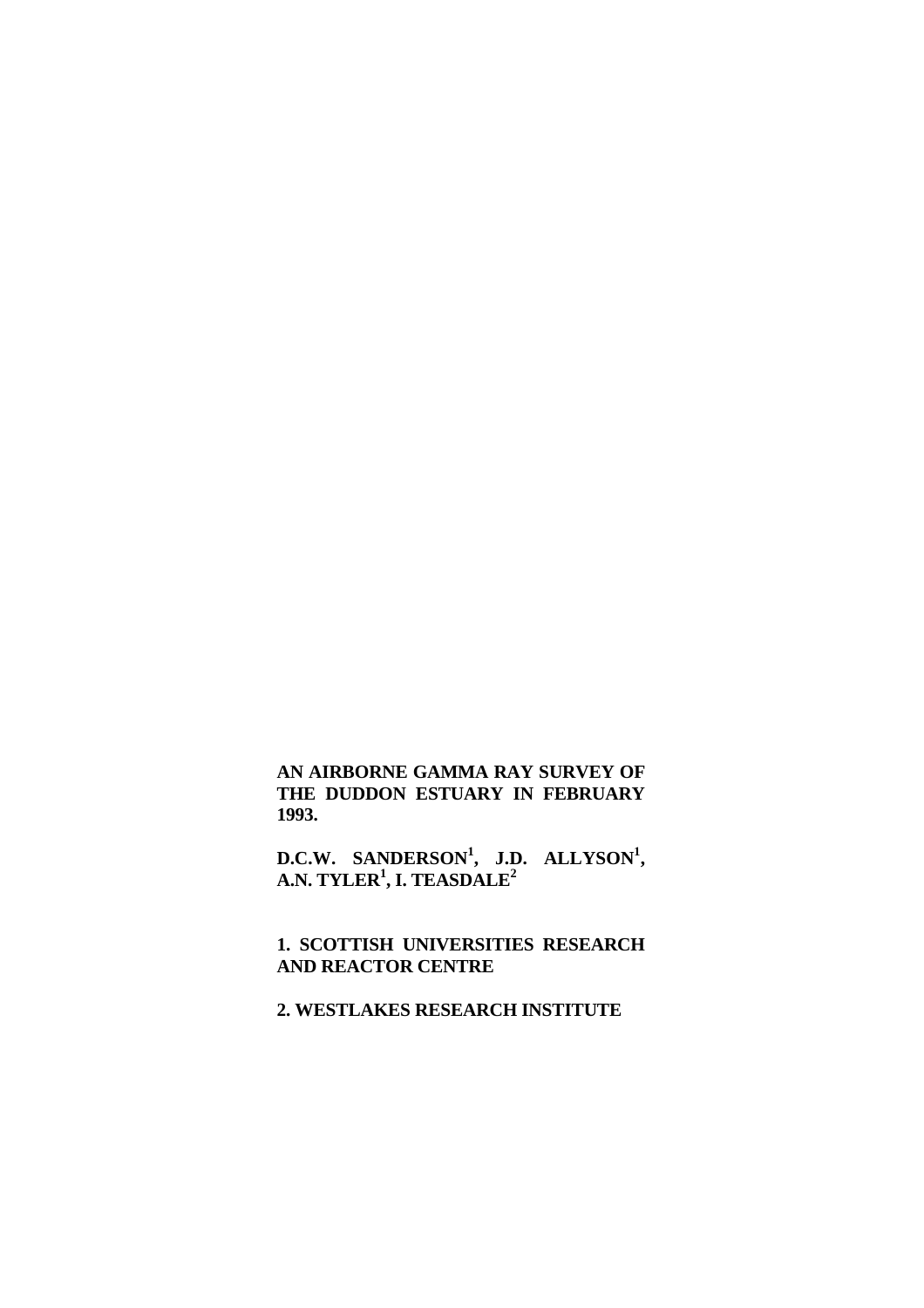**AN AIRBORNE GAMMA RAY SURVEY OF THE DUDDON ESTUARY IN FEBRUARY 1993.**

**D.C.W. SANDERSON[1], J.D. ALLYSON[1], A.N. TYLER[1], I. TEASDALE[2]**

**1. SCOTTISH UNIVERSITIES RESEARCH AND REACTOR CENTRE**

**2. WESTLAKES RESEARCH INSTITUTE**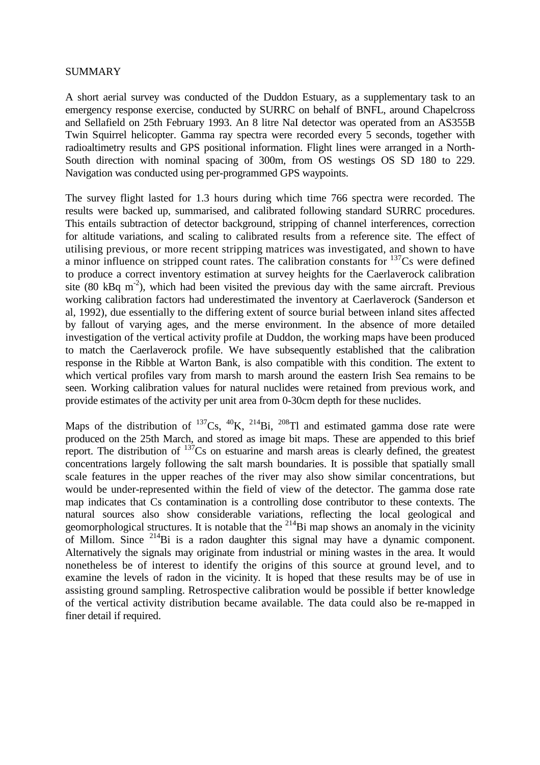# SUMMARY

A short aerial survey was conducted of the Duddon Estuary, as a supplementary task to an emergency response exercise, conducted by SURRC on behalf of BNFL, around Chapelcross and Sellafield on 25th February 1993. An 8 litre NaI detector was operated from an AS355B Twin Squirrel helicopter. Gamma ray spectra were recorded every 5 seconds, together with radioaltimetry results and GPS positional information. Flight lines were arranged in a North-South direction with nominal spacing of 300m, from OS westings OS SD 180 to 229. Navigation was conducted using per-programmed GPS waypoints.

The survey flight lasted for 1.3 hours during which time 766 spectra were recorded. The results were backed up, summarised, and calibrated following standard SURRC procedures. This entails subtraction of detector background, stripping of channel interferences, correction for altitude variations, and scaling to calibrated results from a reference site. The effect of utilising previous, or more recent stripping matrices was investigated, and shown to have a minor influence on stripped count rates. The calibration constants for $^{137}$Cs were defined to produce a correct inventory estimation at survey heights for the Caerlaverock calibration site (80 kBq m$^{-2}$), which had been visited the previous day with the same aircraft. Previous working calibration factors had underestimated the inventory at Caerlaverock (Sanderson et al, 1992), due essentially to the differing extent of source burial between inland sites affected by fallout of varying ages, and the merse environment. In the absence of more detailed investigation of the vertical activity profile at Duddon, the working maps have been produced to match the Caerlaverock profile. We have subsequently established that the calibration response in the Ribble at Warton Bank, is also compatible with this condition. The extent to which vertical profiles vary from marsh to marsh around the eastern Irish Sea remains to be seen. Working calibration values for natural nuclides were retained from previous work, and provide estimates of the activity per unit area from 0-30cm depth for these nuclides.

Maps of the distribution of $^{137}$Cs, $^{40}$K, $^{214}$Bi, $^{208}$Tl and estimated gamma dose rate were produced on the 25th March, and stored as image bit maps. These are appended to this brief report. The distribution of $^{137}$Cs on estuarine and marsh areas is clearly defined, the greatest concentrations largely following the salt marsh boundaries. It is possible that spatially small scale features in the upper reaches of the river may also show similar concentrations, but would be under-represented within the field of view of the detector. The gamma dose rate map indicates that Cs contamination is a controlling dose contributor to these contexts. The natural sources also show considerable variations, reflecting the local geological and geomorphological structures. It is notable that the $^{214}$Bi map shows an anomaly in the vicinity of Millom. Since $^{214}$Bi is a radon daughter this signal may have a dynamic component. Alternatively the signals may originate from industrial or mining wastes in the area. It would nonetheless be of interest to identify the origins of this source at ground level, and to examine the levels of radon in the vicinity. It is hoped that these results may be of use in assisting ground sampling. Retrospective calibration would be possible if better knowledge of the vertical activity distribution became available. The data could also be re-mapped in finer detail if required.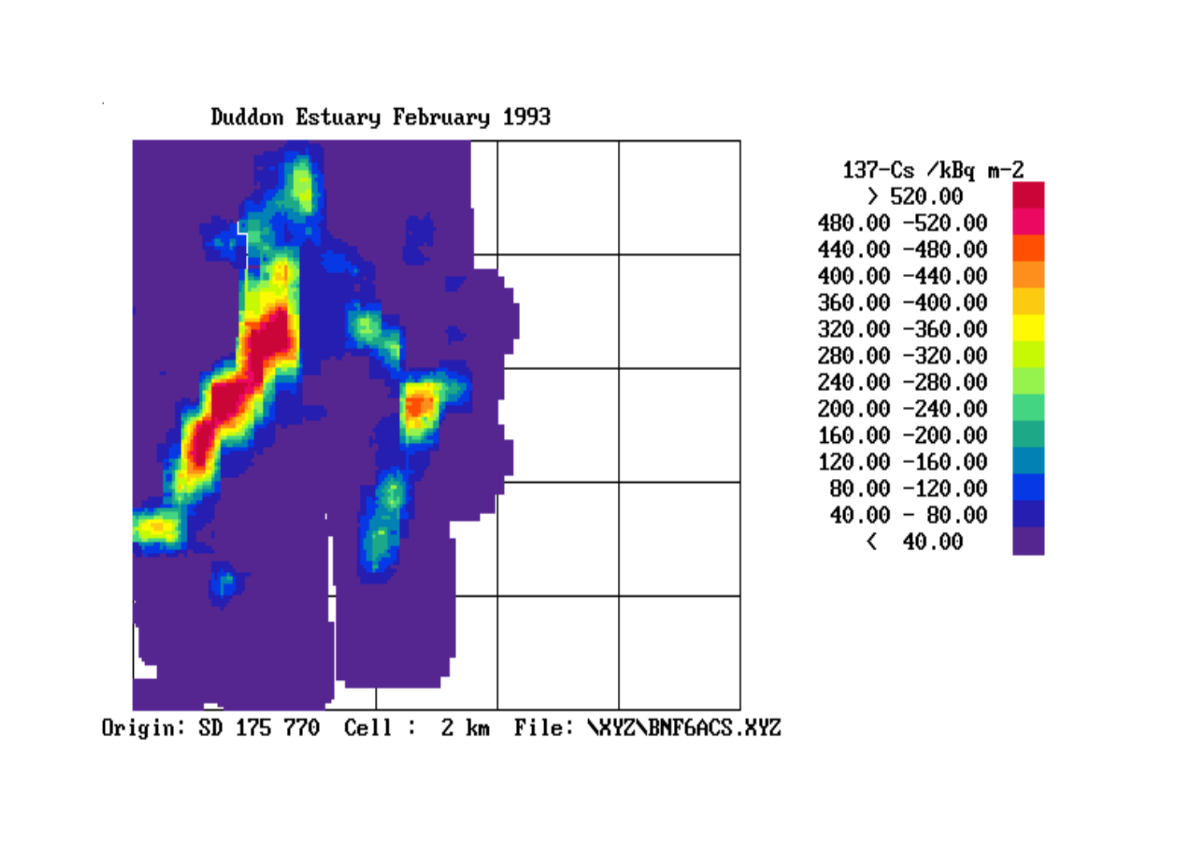Duddon Estuary February 1993

| 137-Cs /kBq m-2 |
| --- |
| > 520.00 |
| 480.00 - 520.00 |
| 440.00 - 480.00 |
| 400.00 - 440.00 |
| 360.00 - 400.00 |
| 320.00 - 360.00 |
| 280.00 - 320.00 |
| 240.00 - 280.00 |
| 200.00 - 240.00 |
| 160.00 - 200.00 |
| 120.00 - 160.00 |
| 80.00 - 120.00 |
| 40.00 - 80.00 |
| < 40.00 |

Origin: SD 175 770 Cell : 2 km File: \XYZ\BNF6ACS.XYZ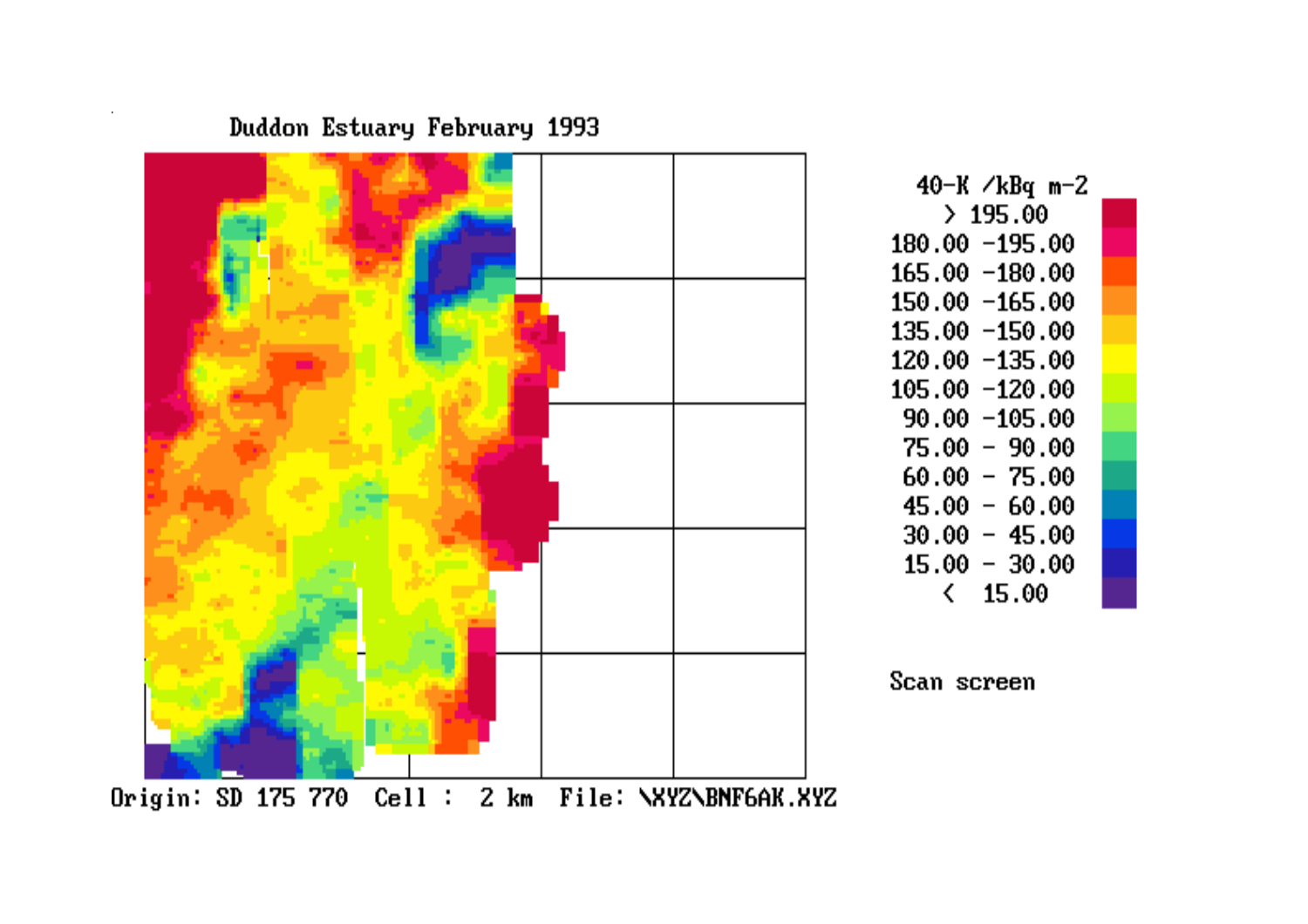Duddon Estuary February 1993

40-K /kBq m-2
> 195.00
180.00 -195.00
165.00 -180.00
150.00 -165.00
135.00 -150.00
120.00 -135.00
105.00 -120.00
90.00 -105.00
75.00 - 90.00
60.00 - 75.00
45.00 - 60.00
30.00 - 45.00
15.00 - 30.00
< 15.00

Scan screen

Origin: SD 175 770 Cell : 2 km File: \XYZ\BNF6AK.XYZ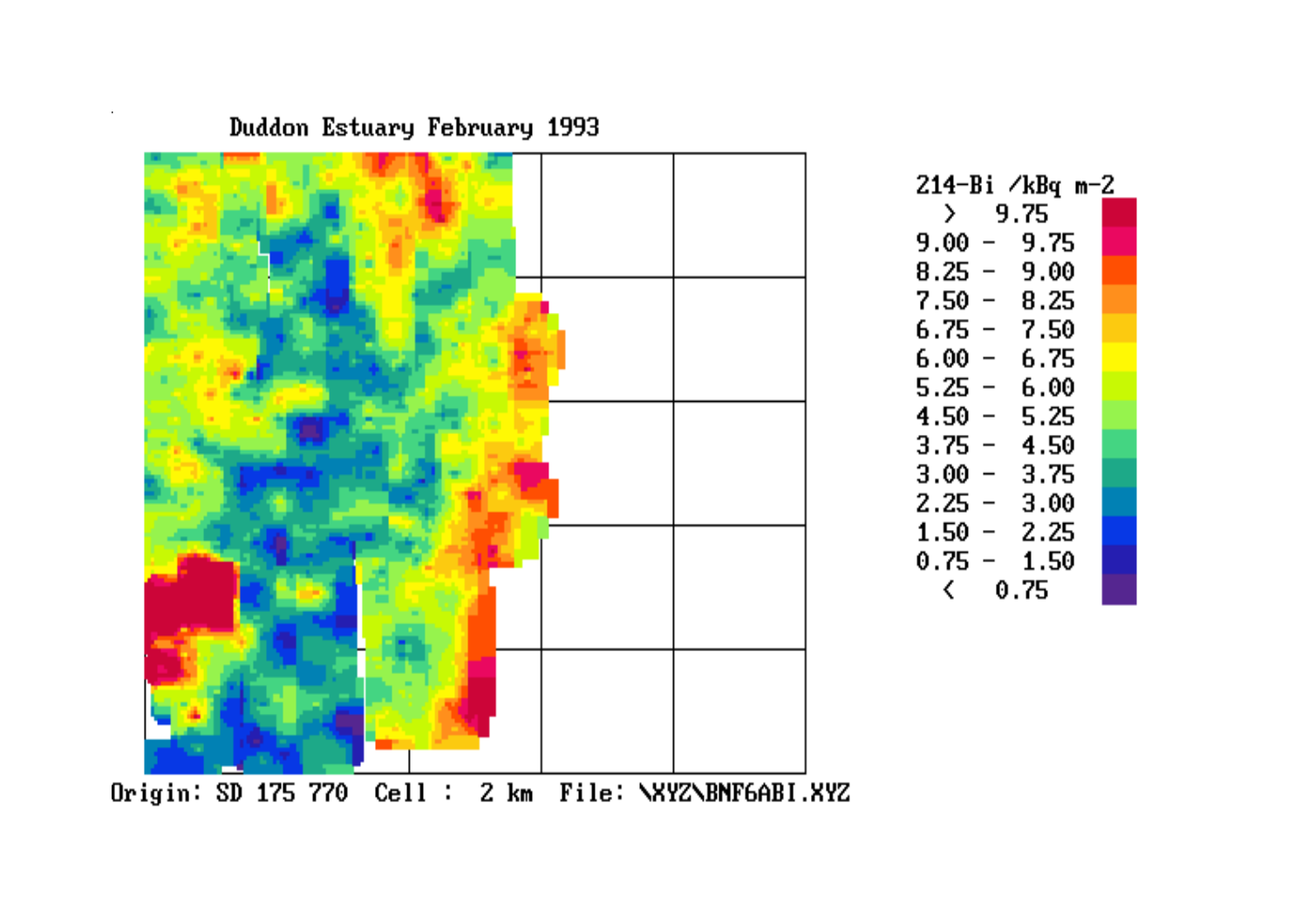Duddon Estuary February 1993

214-Bi /kBq m-2

> 9.75

9.00 - 9.75

8.25 - 9.00

7.50 - 8.25

6.75 - 7.50

6.00 - 6.75

5.25 - 6.00

4.50 - 5.25

3.75 - 4.50

3.00 - 3.75

2.25 - 3.00

1.50 - 2.25

0.75 - 1.50

< 0.75

Origin: SD 175 770   Cell : 2 km   File: \XYZ\BNF6ABI.XYZ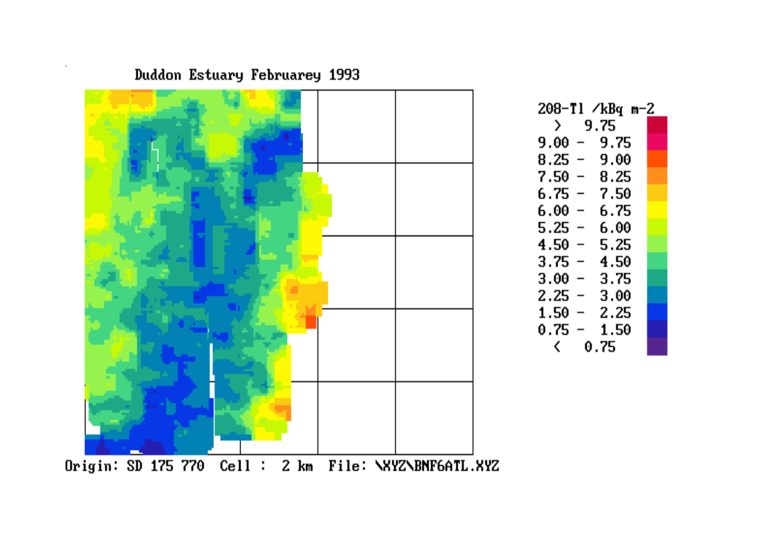Duddon Estuary Februarey 1993

208-Tl /kBq m-2

> 9.75

9.00 - 9.75

8.25 - 9.00

7.50 - 8.25

6.75 - 7.50

6.00 - 6.75

5.25 - 6.00

4.50 - 5.25

3.75 - 4.50

3.00 - 3.75

2.25 - 3.00

1.50 - 2.25

0.75 - 1.50

< 0.75

Origin: SD 175 770    Cell : 2 km    File: \XYZ\BNF6ATL.XYZ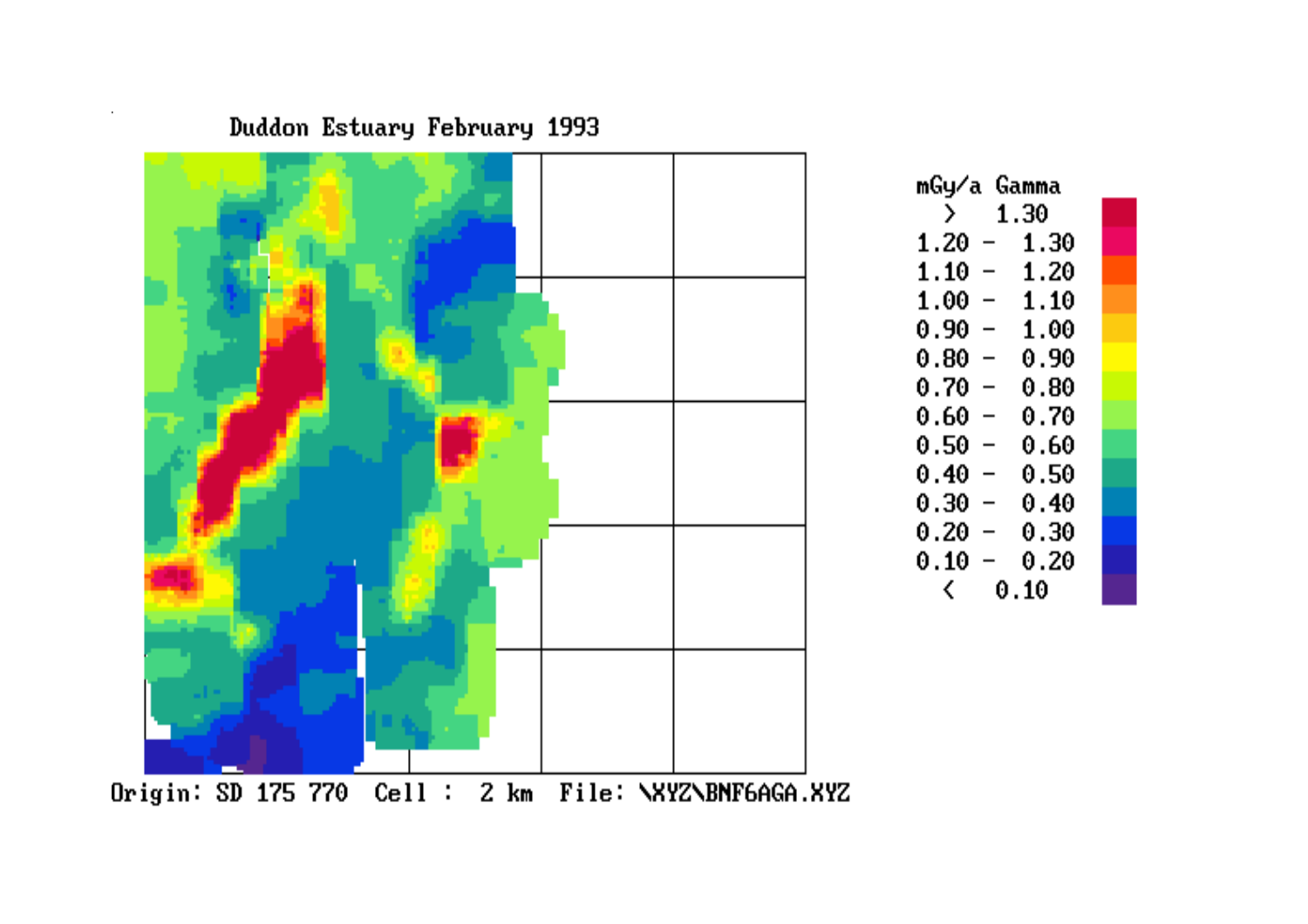Duddon Estuary February 1993

mGy/a Gamma

> 1.30

1.20 - 1.30

1.10 - 1.20

1.00 - 1.10

0.90 - 1.00

0.80 - 0.90

0.70 - 0.80

0.60 - 0.70

0.50 - 0.60

0.40 - 0.50

0.30 - 0.40

0.20 - 0.30

0.10 - 0.20

< 0.10

Origin: SD 175 770 Cell : 2 km File: \XYZ\BNF6AGA.XYZ